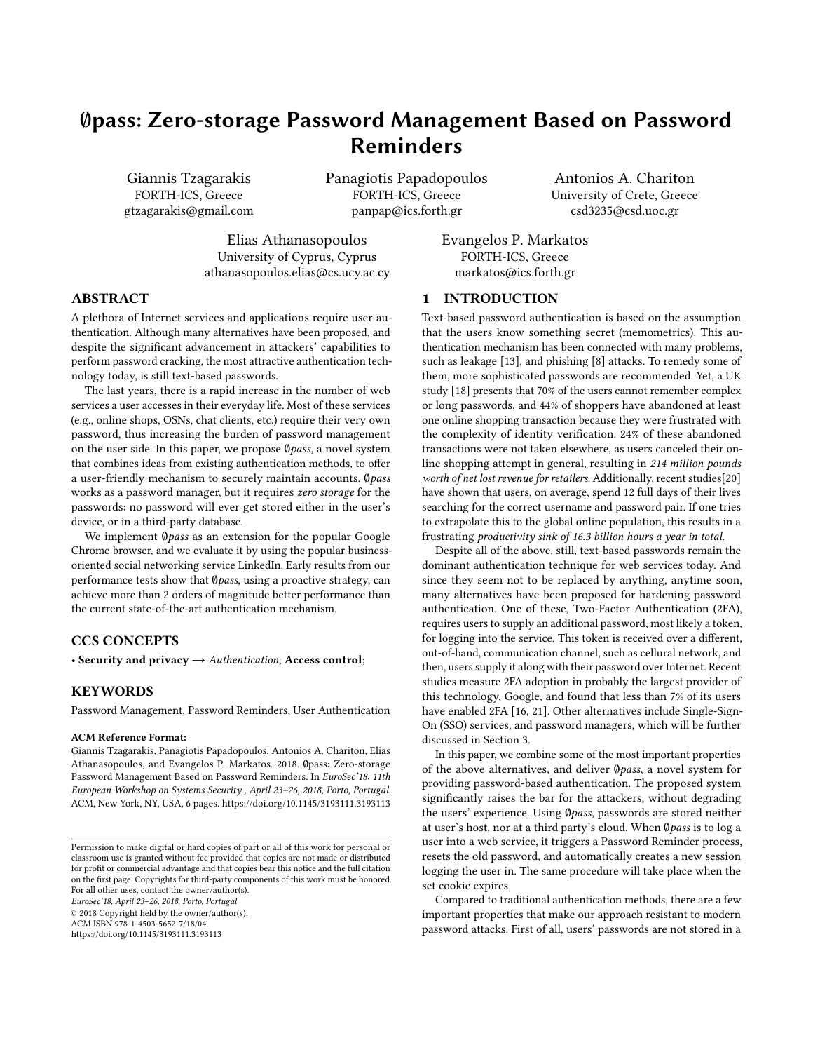# ∅pass: Zero-storage Password Management Based on Password Reminders

Giannis Tzagarakis
FORTH-ICS, Greece
gtzagarakis@gmail.com

Panagiotis Papadopoulos
FORTH-ICS, Greece
panpap@ics.forth.gr

Antonios A. Chariton
University of Crete, Greece
csd3235@csd.uoc.gr

Elias Athanasopoulos
University of Cyprus, Cyprus
athanasopoulos.elias@cs.ucy.ac.cy

Evangelos P. Markatos
FORTH-ICS, Greece
markatos@ics.forth.gr

## ABSTRACT

A plethora of Internet services and applications require user authentication. Although many alternatives have been proposed, and despite the significant advancement in attackers' capabilities to perform password cracking, the most attractive authentication technology today, is still text-based passwords.

The last years, there is a rapid increase in the number of web services a user accesses in their everyday life. Most of these services (e.g., online shops, OSNs, chat clients, etc.) require their very own password, thus increasing the burden of password management on the user side. In this paper, we propose *∅pass*, a novel system that combines ideas from existing authentication methods, to offer a user-friendly mechanism to securely maintain accounts. *∅pass* works as a password manager, but it requires *zero storage* for the passwords: no password will ever get stored either in the user's device, or in a third-party database.

We implement *∅pass* as an extension for the popular Google Chrome browser, and we evaluate it by using the popular business-oriented social networking service LinkedIn. Early results from our performance tests show that *∅pass*, using a proactive strategy, can achieve more than 2 orders of magnitude better performance than the current state-of-the-art authentication mechanism.

## CCS CONCEPTS

• **Security and privacy** → *Authentication*; **Access control**;

## KEYWORDS

Password Management, Password Reminders, User Authentication

**ACM Reference Format:**
Giannis Tzagarakis, Panagiotis Papadopoulos, Antonios A. Chariton, Elias Athanasopoulos, and Evangelos P. Markatos. 2018. ∅pass: Zero-storage Password Management Based on Password Reminders. In *EuroSec'18: 11th European Workshop on Systems Security , April 23–26, 2018, Porto, Portugal.* ACM, New York, NY, USA, 6 pages. https://doi.org/10.1145/3193111.3193113

Permission to make digital or hard copies of part or all of this work for personal or classroom use is granted without fee provided that copies are not made or distributed for profit or commercial advantage and that copies bear this notice and the full citation on the first page. Copyrights for third-party components of this work must be honored. For all other uses, contact the owner/author(s).
*EuroSec'18, April 23–26, 2018, Porto, Portugal*
© 2018 Copyright held by the owner/author(s).
ACM ISBN 978-1-4503-5652-7/18/04.
https://doi.org/10.1145/3193111.3193113

## 1 INTRODUCTION

Text-based password authentication is based on the assumption that the users know something secret (memometrics). This authentication mechanism has been connected with many problems, such as leakage [13], and phishing [8] attacks. To remedy some of them, more sophisticated passwords are recommended. Yet, a UK study [18] presents that 70% of the users cannot remember complex or long passwords, and 44% of shoppers have abandoned at least one online shopping transaction because they were frustrated with the complexity of identity verification. 24% of these abandoned transactions were not taken elsewhere, as users canceled their online shopping attempt in general, resulting in *214 million pounds worth of net lost revenue for retailers*. Additionally, recent studies[20] have shown that users, on average, spend 12 full days of their lives searching for the correct username and password pair. If one tries to extrapolate this to the global online population, this results in a frustrating *productivity sink of 16.3 billion hours a year in total.*

Despite all of the above, still, text-based passwords remain the dominant authentication technique for web services today. And since they seem not to be replaced by anything, anytime soon, many alternatives have been proposed for hardening password authentication. One of these, Two-Factor Authentication (2FA), requires users to supply an additional password, most likely a token, for logging into the service. This token is received over a different, out-of-band, communication channel, such as cellural network, and then, users supply it along with their password over Internet. Recent studies measure 2FA adoption in probably the largest provider of this technology, Google, and found that less than 7% of its users have enabled 2FA [16, 21]. Other alternatives include Single-Sign-On (SSO) services, and password managers, which will be further discussed in Section 3.

In this paper, we combine some of the most important properties of the above alternatives, and deliver *∅pass*, a novel system for providing password-based authentication. The proposed system significantly raises the bar for the attackers, without degrading the users' experience. Using *∅pass*, passwords are stored neither at user's host, nor at a third party's cloud. When *∅pass* is to log a user into a web service, it triggers a Password Reminder process, resets the old password, and automatically creates a new session logging the user in. The same procedure will take place when the set cookie expires.

Compared to traditional authentication methods, there are a few important properties that make our approach resistant to modern password attacks. First of all, users' passwords are not stored in a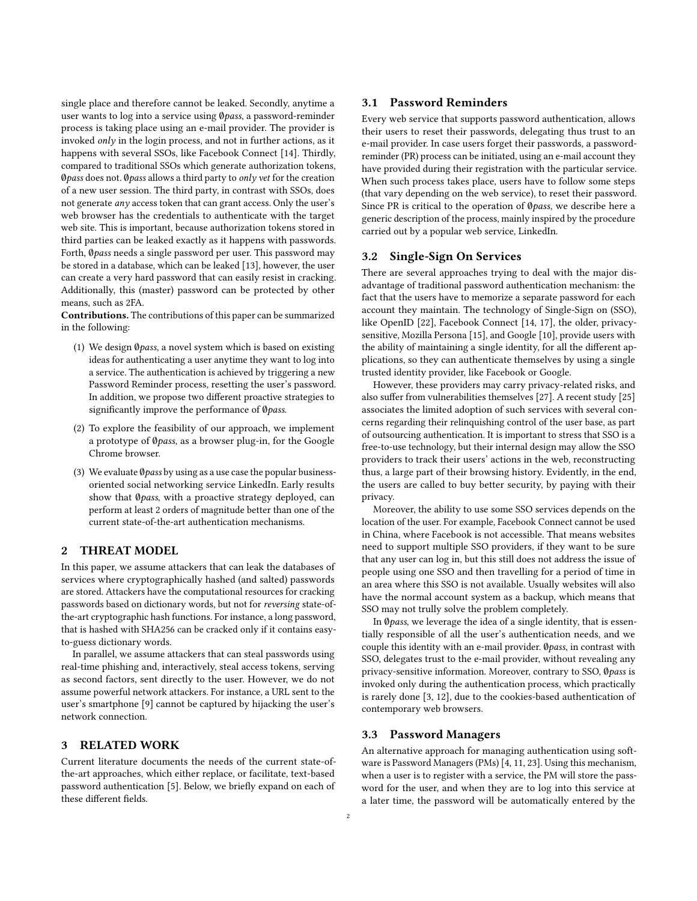single place and therefore cannot be leaked. Secondly, anytime a user wants to log into a service using ∅*pass*, a password-reminder process is taking place using an e-mail provider. The provider is invoked *only* in the login process, and not in further actions, as it happens with several SSOs, like Facebook Connect [14]. Thirdly, compared to traditional SSOs which generate authorization tokens, ∅*pass* does not. ∅*pass* allows a third party to *only vet* for the creation of a new user session. The third party, in contrast with SSOs, does not generate *any* access token that can grant access. Only the user's web browser has the credentials to authenticate with the target web site. This is important, because authorization tokens stored in third parties can be leaked exactly as it happens with passwords. Forth, ∅*pass* needs a single password per user. This password may be stored in a database, which can be leaked [13], however, the user can create a very hard password that can easily resist in cracking. Additionally, this (master) password can be protected by other means, such as 2FA.

**Contributions.** The contributions of this paper can be summarized in the following:

1. We design ∅*pass*, a novel system which is based on existing ideas for authenticating a user anytime they want to log into a service. The authentication is achieved by triggering a new Password Reminder process, resetting the user's password. In addition, we propose two different proactive strategies to significantly improve the performance of ∅*pass*.
2. To explore the feasibility of our approach, we implement a prototype of ∅*pass*, as a browser plug-in, for the Google Chrome browser.
3. We evaluate ∅*pass* by using as a use case the popular business-oriented social networking service LinkedIn. Early results show that ∅*pass*, with a proactive strategy deployed, can perform at least 2 orders of magnitude better than one of the current state-of-the-art authentication mechanisms.

## 2 THREAT MODEL

In this paper, we assume attackers that can leak the databases of services where cryptographically hashed (and salted) passwords are stored. Attackers have the computational resources for cracking passwords based on dictionary words, but not for *reversing* state-of-the-art cryptographic hash functions. For instance, a long password, that is hashed with SHA256 can be cracked only if it contains easy-to-guess dictionary words.

In parallel, we assume attackers that can steal passwords using real-time phishing and, interactively, steal access tokens, serving as second factors, sent directly to the user. However, we do not assume powerful network attackers. For instance, a URL sent to the user's smartphone [9] cannot be captured by hijacking the user's network connection.

## 3 RELATED WORK

Current literature documents the needs of the current state-of-the-art approaches, which either replace, or facilitate, text-based password authentication [5]. Below, we briefly expand on each of these different fields.

### 3.1 Password Reminders

Every web service that supports password authentication, allows their users to reset their passwords, delegating thus trust to an e-mail provider. In case users forget their passwords, a password-reminder (PR) process can be initiated, using an e-mail account they have provided during their registration with the particular service. When such process takes place, users have to follow some steps (that vary depending on the web service), to reset their password. Since PR is critical to the operation of ∅*pass*, we describe here a generic description of the process, mainly inspired by the procedure carried out by a popular web service, LinkedIn.

### 3.2 Single-Sign On Services

There are several approaches trying to deal with the major disadvantage of traditional password authentication mechanism: the fact that the users have to memorize a separate password for each account they maintain. The technology of Single-Sign on (SSO), like OpenID [22], Facebook Connect [14, 17], the older, privacy-sensitive, Mozilla Persona [15], and Google [10], provide users with the ability of maintaining a single identity, for all the different applications, so they can authenticate themselves by using a single trusted identity provider, like Facebook or Google.

However, these providers may carry privacy-related risks, and also suffer from vulnerabilities themselves [27]. A recent study [25] associates the limited adoption of such services with several concerns regarding their relinquishing control of the user base, as part of outsourcing authentication. It is important to stress that SSO is a free-to-use technology, but their internal design may allow the SSO providers to track their users' actions in the web, reconstructing thus, a large part of their browsing history. Evidently, in the end, the users are called to buy better security, by paying with their privacy.

Moreover, the ability to use some SSO services depends on the location of the user. For example, Facebook Connect cannot be used in China, where Facebook is not accessible. That means websites need to support multiple SSO providers, if they want to be sure that any user can log in, but this still does not address the issue of people using one SSO and then travelling for a period of time in an area where this SSO is not available. Usually websites will also have the normal account system as a backup, which means that SSO may not trully solve the problem completely.

In ∅*pass*, we leverage the idea of a single identity, that is essentially responsible of all the user's authentication needs, and we couple this identity with an e-mail provider. ∅*pass*, in contrast with SSO, delegates trust to the e-mail provider, without revealing any privacy-sensitive information. Moreover, contrary to SSO, ∅*pass* is invoked only during the authentication process, which practically is rarely done [3, 12], due to the cookies-based authentication of contemporary web browsers.

### 3.3 Password Managers

An alternative approach for managing authentication using software is Password Managers (PMs) [4, 11, 23]. Using this mechanism, when a user is to register with a service, the PM will store the password for the user, and when they are to log into this service at a later time, the password will be automatically entered by the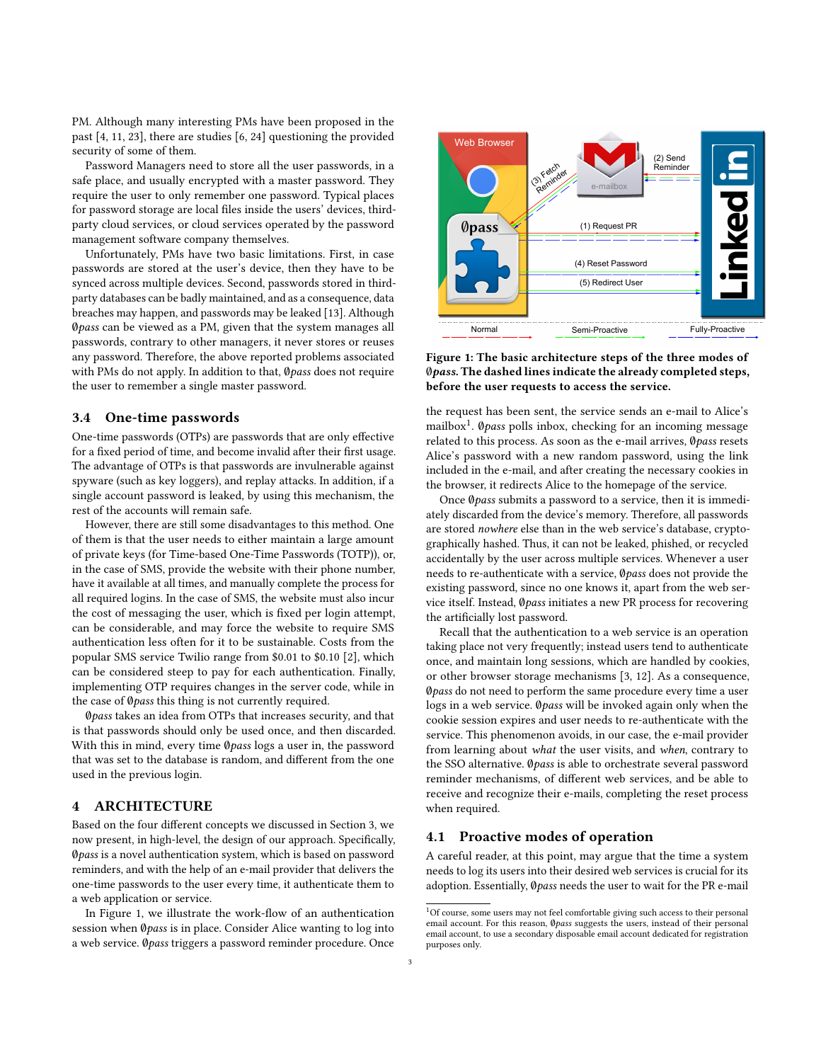PM. Although many interesting PMs have been proposed in the past [4, 11, 23], there are studies [6, 24] questioning the provided security of some of them.

Password Managers need to store all the user passwords, in a safe place, and usually encrypted with a master password. They require the user to only remember one password. Typical places for password storage are local files inside the users' devices, third-party cloud services, or cloud services operated by the password management software company themselves.

Unfortunately, PMs have two basic limitations. First, in case passwords are stored at the user's device, then they have to be synced across multiple devices. Second, passwords stored in third-party databases can be badly maintained, and as a consequence, data breaches may happen, and passwords may be leaked [13]. Although ∅*pass* can be viewed as a PM, given that the system manages all passwords, contrary to other managers, it never stores or reuses any password. Therefore, the above reported problems associated with PMs do not apply. In addition to that, ∅*pass* does not require the user to remember a single master password.

## 3.4 One-time passwords

One-time passwords (OTPs) are passwords that are only effective for a fixed period of time, and become invalid after their first usage. The advantage of OTPs is that passwords are invulnerable against spyware (such as key loggers), and replay attacks. In addition, if a single account password is leaked, by using this mechanism, the rest of the accounts will remain safe.

However, there are still some disadvantages to this method. One of them is that the user needs to either maintain a large amount of private keys (for Time-based One-Time Passwords (TOTP)), or, in the case of SMS, provide the website with their phone number, have it available at all times, and manually complete the process for all required logins. In the case of SMS, the website must also incur the cost of messaging the user, which is fixed per login attempt, can be considerable, and may force the website to require SMS authentication less often for it to be sustainable. Costs from the popular SMS service Twilio range from \$0.01 to \$0.10 [2], which can be considered steep to pay for each authentication. Finally, implementing OTP requires changes in the server code, while in the case of ∅*pass* this thing is not currently required.

∅*pass* takes an idea from OTPs that increases security, and that is that passwords should only be used once, and then discarded. With this in mind, every time ∅*pass* logs a user in, the password that was set to the database is random, and different from the one used in the previous login.

# 4 ARCHITECTURE

Based on the four different concepts we discussed in Section 3, we now present, in high-level, the design of our approach. Specifically, ∅*pass* is a novel authentication system, which is based on password reminders, and with the help of an e-mail provider that delivers the one-time passwords to the user every time, it authenticate them to a web application or service.

In Figure 1, we illustrate the work-flow of an authentication session when ∅*pass* is in place. Consider Alice wanting to log into a web service. ∅*pass* triggers a password reminder procedure. Once the request has been sent, the service sends an e-mail to Alice's mailbox[1]. ∅*pass* polls inbox, checking for an incoming message related to this process. As soon as the e-mail arrives, ∅*pass* resets Alice's password with a new random password, using the link included in the e-mail, and after creating the necessary cookies in the browser, it redirects Alice to the homepage of the service.

**Figure 1: The basic architecture steps of the three modes of ∅*pass*. The dashed lines indicate the already completed steps, before the user requests to access the service.**

Once ∅*pass* submits a password to a service, then it is immediately discarded from the device's memory. Therefore, all passwords are stored *nowhere* else than in the web service's database, cryptographically hashed. Thus, it can not be leaked, phished, or recycled accidentally by the user across multiple services. Whenever a user needs to re-authenticate with a service, ∅*pass* does not provide the existing password, since no one knows it, apart from the web service itself. Instead, ∅*pass* initiates a new PR process for recovering the artificially lost password.

Recall that the authentication to a web service is an operation taking place not very frequently; instead users tend to authenticate once, and maintain long sessions, which are handled by cookies, or other browser storage mechanisms [3, 12]. As a consequence, ∅*pass* do not need to perform the same procedure every time a user logs in a web service. ∅*pass* will be invoked again only when the cookie session expires and user needs to re-authenticate with the service. This phenomenon avoids, in our case, the e-mail provider from learning about *what* the user visits, and *when*, contrary to the SSO alternative. ∅*pass* is able to orchestrate several password reminder mechanisms, of different web services, and be able to receive and recognize their e-mails, completing the reset process when required.

## 4.1 Proactive modes of operation

A careful reader, at this point, may argue that the time a system needs to log its users into their desired web services is crucial for its adoption. Essentially, ∅*pass* needs the user to wait for the PR e-mail

[1] Of course, some users may not feel comfortable giving such access to their personal email account. For this reason, ∅*pass* suggests the users, instead of their personal email account, to use a secondary disposable email account dedicated for registration purposes only.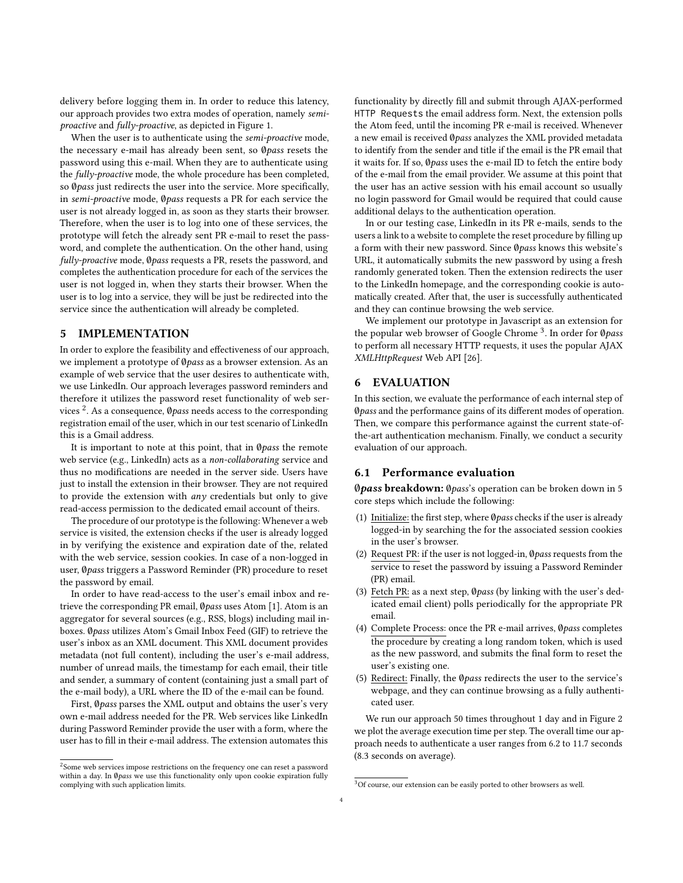delivery before logging them in. In order to reduce this latency, our approach provides two extra modes of operation, namely *semi-proactive* and *fully-proactive*, as depicted in Figure 1.

When the user is to authenticate using the *semi-proactive* mode, the necessary e-mail has already been sent, so ∅*pass* resets the password using this e-mail. When they are to authenticate using the *fully-proactive* mode, the whole procedure has been completed, so ∅*pass* just redirects the user into the service. More specifically, in *semi-proactive* mode, ∅*pass* requests a PR for each service the user is not already logged in, as soon as they starts their browser. Therefore, when the user is to log into one of these services, the prototype will fetch the already sent PR e-mail to reset the password, and complete the authentication. On the other hand, using *fully-proactive* mode, ∅*pass* requests a PR, resets the password, and completes the authentication procedure for each of the services the user is not logged in, when they starts their browser. When the user is to log into a service, they will be just be redirected into the service since the authentication will already be completed.

## 5 IMPLEMENTATION

In order to explore the feasibility and effectiveness of our approach, we implement a prototype of ∅*pass* as a browser extension. As an example of web service that the user desires to authenticate with, we use LinkedIn. Our approach leverages password reminders and therefore it utilizes the password reset functionality of web services [2]. As a consequence, ∅*pass* needs access to the corresponding registration email of the user, which in our test scenario of LinkedIn this is a Gmail address.

It is important to note at this point, that in ∅*pass* the remote web service (e.g., LinkedIn) acts as a *non-collaborating* service and thus no modifications are needed in the server side. Users have just to install the extension in their browser. They are not required to provide the extension with *any* credentials but only to give read-access permission to the dedicated email account of theirs.

The procedure of our prototype is the following: Whenever a web service is visited, the extension checks if the user is already logged in by verifying the existence and expiration date of the, related with the web service, session cookies. In case of a non-logged in user, ∅*pass* triggers a Password Reminder (PR) procedure to reset the password by email.

In order to have read-access to the user's email inbox and retrieve the corresponding PR email, ∅*pass* uses Atom [1]. Atom is an aggregator for several sources (e.g., RSS, blogs) including mail inboxes. ∅*pass* utilizes Atom's Gmail Inbox Feed (GIF) to retrieve the user's inbox as an XML document. This XML document provides metadata (not full content), including the user's e-mail address, number of unread mails, the timestamp for each email, their title and sender, a summary of content (containing just a small part of the e-mail body), a URL where the ID of the e-mail can be found.

First, ∅*pass* parses the XML output and obtains the user's very own e-mail address needed for the PR. Web services like LinkedIn during Password Reminder provide the user with a form, where the user has to fill in their e-mail address. The extension automates this functionality by directly fill and submit through AJAX-performed `HTTP Requests` the email address form. Next, the extension polls the Atom feed, until the incoming PR e-mail is received. Whenever a new email is received ∅*pass* analyzes the XML provided metadata to identify from the sender and title if the email is the PR email that it waits for. If so, ∅*pass* uses the e-mail ID to fetch the entire body of the e-mail from the email provider. We assume at this point that the user has an active session with his email account so usually no login password for Gmail would be required that could cause additional delays to the authentication operation.

In or our testing case, LinkedIn in its PR e-mails, sends to the users a link to a website to complete the reset procedure by filling up a form with their new password. Since ∅*pass* knows this website's URL, it automatically submits the new password by using a fresh randomly generated token. Then the extension redirects the user to the LinkedIn homepage, and the corresponding cookie is automatically created. After that, the user is successfully authenticated and they can continue browsing the web service.

We implement our prototype in Javascript as an extension for the popular web browser of Google Chrome [3]. In order for ∅*pass* to perform all necessary HTTP requests, it uses the popular AJAX *XMLHttpRequest* Web API [26].

## 6 EVALUATION

In this section, we evaluate the performance of each internal step of ∅*pass* and the performance gains of its different modes of operation. Then, we compare this performance against the current state-of-the-art authentication mechanism. Finally, we conduct a security evaluation of our approach.

### 6.1 Performance evaluation

**∅*pass* breakdown:** ∅*pass*'s operation can be broken down in 5 core steps which include the following:

1. Initialize: the first step, where ∅*pass* checks if the user is already logged-in by searching the for the associated session cookies in the user's browser.
2. Request PR: if the user is not logged-in, ∅*pass* requests from the service to reset the password by issuing a Password Reminder (PR) email.
3. Fetch PR: as a next step, ∅*pass* (by linking with the user's dedicated email client) polls periodically for the appropriate PR email.
4. Complete Process: once the PR e-mail arrives, ∅*pass* completes the procedure by creating a long random token, which is used as the new password, and submits the final form to reset the user's existing one.
5. Redirect: Finally, the ∅*pass* redirects the user to the service's webpage, and they can continue browsing as a fully authenticated user.

We run our approach 50 times throughout 1 day and in Figure 2 we plot the average execution time per step. The overall time our approach needs to authenticate a user ranges from 6.2 to 11.7 seconds (8.3 seconds on average).

---

[2] Some web services impose restrictions on the frequency one can reset a password within a day. In ∅*pass* we use this functionality only upon cookie expiration fully complying with such application limits.

[3] Of course, our extension can be easily ported to other browsers as well.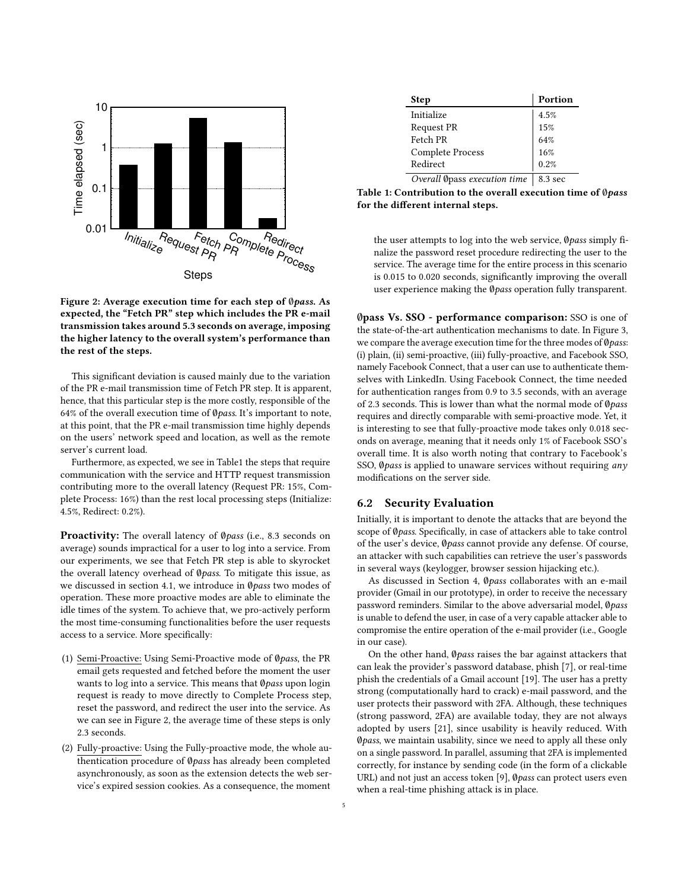Figure 2: Average execution time for each step of ∅*pass*. As expected, the "Fetch PR" step which includes the PR e-mail transmission takes around 5.3 seconds on average, imposing the higher latency to the overall system's performance than the rest of the steps.

This significant deviation is caused mainly due to the variation of the PR e-mail transmission time of Fetch PR step. It is apparent, hence, that this particular step is the more costly, responsible of the 64% of the overall execution time of ∅*pass*. It's important to note, at this point, that the PR e-mail transmission time highly depends on the users' network speed and location, as well as the remote server's current load.

Furthermore, as expected, we see in Table1 the steps that require communication with the service and HTTP request transmission contributing more to the overall latency (Request PR: 15%, Complete Process: 16%) than the rest local processing steps (Initialize: 4.5%, Redirect: 0.2%).

**Proactivity:** The overall latency of ∅*pass* (i.e., 8.3 seconds on average) sounds impractical for a user to log into a service. From our experiments, we see that Fetch PR step is able to skyrocket the overall latency overhead of ∅*pass*. To mitigate this issue, as we discussed in section 4.1, we introduce in ∅*pass* two modes of operation. These more proactive modes are able to eliminate the idle times of the system. To achieve that, we pro-actively perform the most time-consuming functionalities before the user requests access to a service. More specifically:

(1) Semi-Proactive: Using Semi-Proactive mode of ∅*pass*, the PR email gets requested and fetched before the moment the user wants to log into a service. This means that ∅*pass* upon login request is ready to move directly to Complete Process step, reset the password, and redirect the user into the service. As we can see in Figure 2, the average time of these steps is only 2.3 seconds.
(2) Fully-proactive: Using the Fully-proactive mode, the whole authentication procedure of ∅*pass* has already been completed asynchronously, as soon as the extension detects the web service's expired session cookies. As a consequence, the moment the user attempts to log into the web service, ∅*pass* simply finalize the password reset procedure redirecting the user to the service. The average time for the entire process in this scenario is 0.015 to 0.020 seconds, significantly improving the overall user experience making the ∅*pass* operation fully transparent.

| Step | Portion |
|---|---|
| Initialize | 4.5% |
| Request PR | 15% |
| Fetch PR | 64% |
| Complete Process | 16% |
| Redirect | 0.2% |
| *Overall* ∅pass *execution time* | 8.3 sec |

Table 1: Contribution to the overall execution time of ∅*pass* for the different internal steps.

**∅pass Vs. SSO - performance comparison:** SSO is one of the state-of-the-art authentication mechanisms to date. In Figure 3, we compare the average execution time for the three modes of ∅*pass*: (i) plain, (ii) semi-proactive, (iii) fully-proactive, and Facebook SSO, namely Facebook Connect, that a user can use to authenticate themselves with LinkedIn. Using Facebook Connect, the time needed for authentication ranges from 0.9 to 3.5 seconds, with an average of 2.3 seconds. This is lower than what the normal mode of ∅*pass* requires and directly comparable with semi-proactive mode. Yet, it is interesting to see that fully-proactive mode takes only 0.018 seconds on average, meaning that it needs only 1% of Facebook SSO's overall time. It is also worth noting that contrary to Facebook's SSO, ∅*pass* is applied to unaware services without requiring *any* modifications on the server side.

## 6.2 Security Evaluation

Initially, it is important to denote the attacks that are beyond the scope of ∅*pass*. Specifically, in case of attackers able to take control of the user's device, ∅*pass* cannot provide any defense. Of course, an attacker with such capabilities can retrieve the user's passwords in several ways (keylogger, browser session hijacking etc.).

As discussed in Section 4, ∅*pass* collaborates with an e-mail provider (Gmail in our prototype), in order to receive the necessary password reminders. Similar to the above adversarial model, ∅*pass* is unable to defend the user, in case of a very capable attacker able to compromise the entire operation of the e-mail provider (i.e., Google in our case).

On the other hand, ∅*pass* raises the bar against attackers that can leak the provider's password database, phish [7], or real-time phish the credentials of a Gmail account [19]. The user has a pretty strong (computationally hard to crack) e-mail password, and the user protects their password with 2FA. Although, these techniques (strong password, 2FA) are available today, they are not always adopted by users [21], since usability is heavily reduced. With ∅*pass*, we maintain usability, since we need to apply all these only on a single password. In parallel, assuming that 2FA is implemented correctly, for instance by sending code (in the form of a clickable URL) and not just an access token [9], ∅*pass* can protect users even when a real-time phishing attack is in place.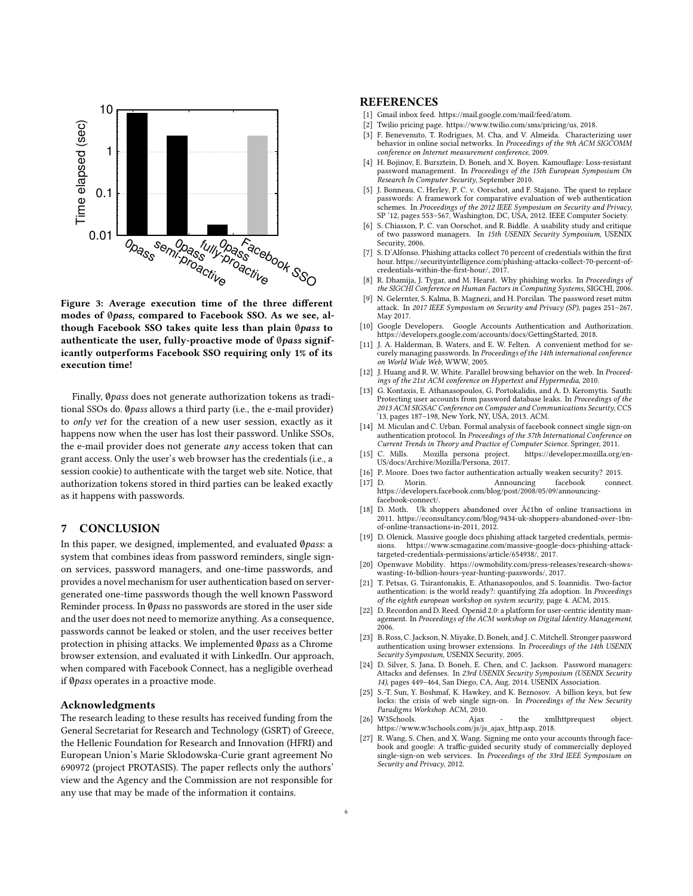10

1

0.1

0.01

Time elapsed (sec)

0pass

0pass semi-proactive

0pass fully-proactive

Facebook SSO

**Figure 3: Average execution time of the three different modes of ∅*pass*, compared to Facebook SSO. As we see, although Facebook SSO takes quite less than plain ∅*pass* to authenticate the user, fully-proactive mode of ∅*pass* significantly outperforms Facebook SSO requiring only 1% of its execution time!**

Finally, ∅*pass* does not generate authorization tokens as traditional SSOs do. ∅*pass* allows a third party (i.e., the e-mail provider) to *only vet* for the creation of a new user session, exactly as it happens now when the user has lost their password. Unlike SSOs, the e-mail provider does not generate *any* access token that can grant access. Only the user's web browser has the credentials (i.e., a session cookie) to authenticate with the target web site. Notice, that authorization tokens stored in third parties can be leaked exactly as it happens with passwords.

## 7 CONCLUSION

In this paper, we designed, implemented, and evaluated ∅*pass*: a system that combines ideas from password reminders, single sign-on services, password managers, and one-time passwords, and provides a novel mechanism for user authentication based on server-generated one-time passwords though the well known Password Reminder process. In ∅*pass* no passwords are stored in the user side and the user does not need to memorize anything. As a consequence, passwords cannot be leaked or stolen, and the user receives better protection in phising attacks. We implemented ∅*pass* as a Chrome browser extension, and evaluated it with LinkedIn. Our approach, when compared with Facebook Connect, has a negligible overhead if ∅*pass* operates in a proactive mode.

### Acknowledgments

The research leading to these results has received funding from the General Secretariat for Research and Technology (GSRT) of Greece, the Hellenic Foundation for Research and Innovation (HFRI) and European Union's Marie Sklodowska-Curie grant agreement No 690972 (project PROTASIS). The paper reflects only the authors' view and the Agency and the Commission are not responsible for any use that may be made of the information it contains.

## REFERENCES

[1] Gmail inbox feed. https://mail.google.com/mail/feed/atom.

[2] Twilio pricing page. https://www.twilio.com/sms/pricing/us, 2018.

[3] F. Benevenuto, T. Rodrigues, M. Cha, and V. Almeida. Characterizing user behavior in online social networks. In *Proceedings of the 9th ACM SIGCOMM conference on Internet measurement conference*, 2009.

[4] H. Bojinov, E. Bursztein, D. Boneh, and X. Boyen. Kamouflage: Loss-resistant password management. In *Proceedings of the 15th European Symposium On Research In Computer Security*, September 2010.

[5] J. Bonneau, C. Herley, P. C. v. Oorschot, and F. Stajano. The quest to replace passwords: A framework for comparative evaluation of web authentication schemes. In *Proceedings of the 2012 IEEE Symposium on Security and Privacy*, SP '12, pages 553–567, Washington, DC, USA, 2012. IEEE Computer Society.

[6] S. Chiasson, P. C. van Oorschot, and R. Biddle. A usability study and critique of two password managers. In *15th USENIX Security Symposium*, USENIX Security, 2006.

[7] S. D'Alfonso. Phishing attacks collect 70 percent of credentials within the first hour. https://securityintelligence.com/phishing-attacks-collect-70-percent-of-credentials-within-the-first-hour/, 2017.

[8] R. Dhamija, J. Tygar, and M. Hearst. Why phishing works. In *Proceedings of the SIGCHI Conference on Human Factors in Computing Systems*, SIGCHI, 2006.

[9] N. Gelernter, S. Kalma, B. Magnezi, and H. Porcilan. The password reset mitm attack. In *2017 IEEE Symposium on Security and Privacy (SP)*, pages 251–267, May 2017.

[10] Google Developers. Google Accounts Authentication and Authorization. https://developers.google.com/accounts/docs/GettingStarted, 2018.

[11] J. A. Halderman, B. Waters, and E. W. Felten. A convenient method for securely managing passwords. In *Proceedings of the 14th international conference on World Wide Web*, WWW, 2005.

[12] J. Huang and R. W. White. Parallel browsing behavior on the web. In *Proceedings of the 21st ACM conference on Hypertext and Hypermedia*, 2010.

[13] G. Kontaxis, E. Athanasopoulos, G. Portokalidis, and A. D. Keromytis. Sauth: Protecting user accounts from password database leaks. In *Proceedings of the 2013 ACM SIGSAC Conference on Computer and Communications Security*, CCS '13, pages 187–198, New York, NY, USA, 2013. ACM.

[14] M. Miculan and C. Urban. Formal analysis of facebook connect single sign-on authentication protocol. In *Proceedings of the 37th International Conference on Current Trends in Theory and Practice of Computer Science*. Springer, 2011.

[15] C. Mills. Mozilla persona project. https://developer.mozilla.org/en-US/docs/Archive/Mozilla/Persona, 2017.

[16] P. Moore. Does two factor authentication actually weaken security? 2015.

[17] D. Morin. Announcing facebook connect. https://developers.facebook.com/blog/post/2008/05/09/announcing-facebook-connect/.

[18] D. Moth. Uk shoppers abandoned over Âč1bn of online transactions in 2011. https://econsultancy.com/blog/9434-uk-shoppers-abandoned-over-1bn-of-online-transactions-in-2011, 2012.

[19] D. Olenick. Massive google docs phishing attack targeted credentials, permissions. https://www.scmagazine.com/massive-google-docs-phishing-attack-targeted-credentials-permissions/article/654938/, 2017.

[20] Openwave Mobility. https://owmobility.com/press-releases/research-shows-wasting-16-billion-hours-year-hunting-passwords/, 2017.

[21] T. Petsas, G. Tsirantonakis, E. Athanasopoulos, and S. Ioannidis. Two-factor authentication: is the world ready?: quantifying 2fa adoption. In *Proceedings of the eighth european workshop on system security*, page 4. ACM, 2015.

[22] D. Recordon and D. Reed. Openid 2.0: a platform for user-centric identity management. In *Proceedings of the ACM workshop on Digital Identity Management*, 2006.

[23] B. Ross, C. Jackson, N. Miyake, D. Boneh, and J. C. Mitchell. Stronger password authentication using browser extensions. In *Proceedings of the 14th USENIX Security Symposium*, USENIX Security, 2005.

[24] D. Silver, S. Jana, D. Boneh, E. Chen, and C. Jackson. Password managers: Attacks and defenses. In *23rd USENIX Security Symposium (USENIX Security 14)*, pages 449–464, San Diego, CA, Aug. 2014. USENIX Association.

[25] S.-T. Sun, Y. Boshmaf, K. Hawkey, and K. Beznosov. A billion keys, but few locks: the crisis of web single sign-on. In *Proceedings of the New Security Paradigms Workshop*. ACM, 2010.

[26] W3Schools. Ajax - the xmlhttprequest object. https://www.w3schools.com/js/js_ajax_http.asp, 2018.

[27] R. Wang, S. Chen, and X. Wang. Signing me onto your accounts through facebook and google: A traffic-guided security study of commercially deployed single-sign-on web services. In *Proceedings of the 33rd IEEE Symposium on Security and Privacy*, 2012.